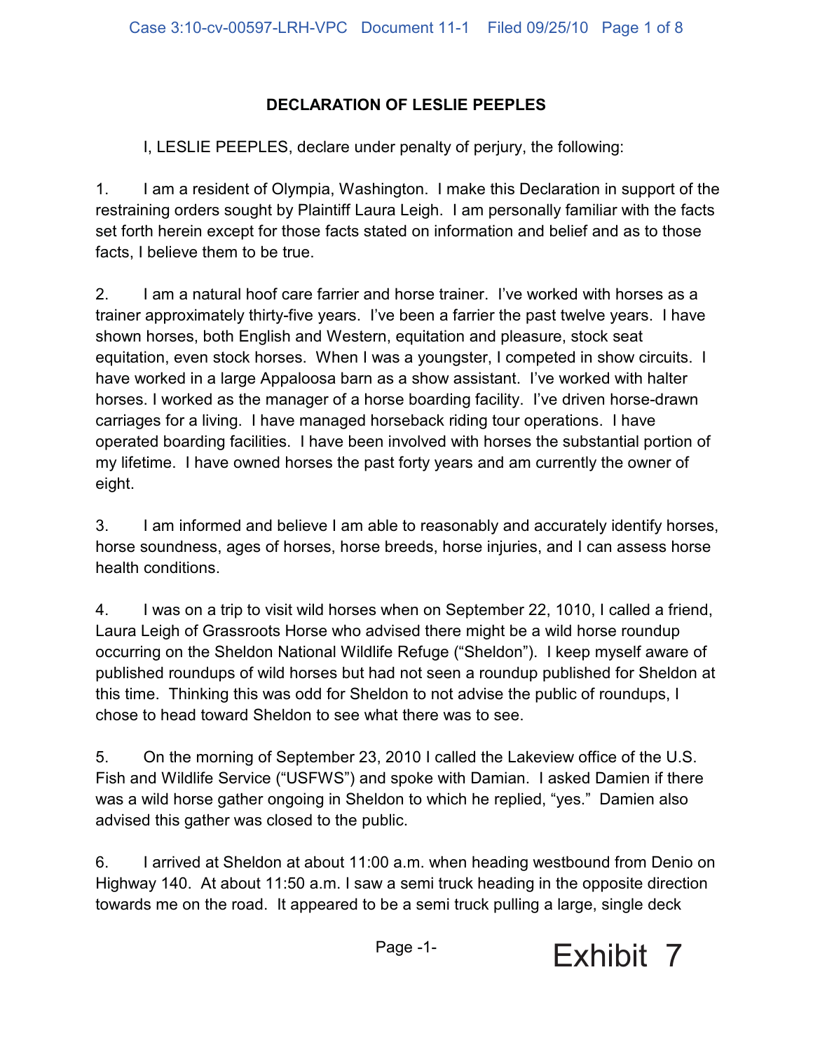**DECLARATION OF LESLIE PEEPLES**

I, LESLIE PEEPLES, declare under penalty of perjury, the following:

1. I am a resident of Olympia, Washington. I make this Declaration in support of the restraining orders sought by Plaintiff Laura Leigh. I am personally familiar with the facts set forth herein except for those facts stated on information and belief and as to those facts, I believe them to be true.

2. I am a natural hoof care farrier and horse trainer. I've worked with horses as a trainer approximately thirty-five years. I've been a farrier the past twelve years. I have shown horses, both English and Western, equitation and pleasure, stock seat equitation, even stock horses. When I was a youngster, I competed in show circuits. I have worked in a large Appaloosa barn as a show assistant. I've worked with halter horses. I worked as the manager of a horse boarding facility. I've driven horse-drawn carriages for a living. I have managed horseback riding tour operations. I have operated boarding facilities. I have been involved with horses the substantial portion of my lifetime. I have owned horses the past forty years and am currently the owner of eight.

3. I am informed and believe I am able to reasonably and accurately identify horses, horse soundness, ages of horses, horse breeds, horse injuries, and I can assess horse health conditions.

4. I was on a trip to visit wild horses when on September 22, 1010, I called a friend, Laura Leigh of Grassroots Horse who advised there might be a wild horse roundup occurring on the Sheldon National Wildlife Refuge ("Sheldon"). I keep myself aware of published roundups of wild horses but had not seen a roundup published for Sheldon at this time. Thinking this was odd for Sheldon to not advise the public of roundups, I chose to head toward Sheldon to see what there was to see.

5. On the morning of September 23, 2010 I called the Lakeview office of the U.S. Fish and Wildlife Service ("USFWS") and spoke with Damian. I asked Damien if there was a wild horse gather ongoing in Sheldon to which he replied, "yes." Damien also advised this gather was closed to the public.

6. I arrived at Sheldon at about 11:00 a.m. when heading westbound from Denio on Highway 140. At about 11:50 a.m. I saw a semi truck heading in the opposite direction towards me on the road. It appeared to be a semi truck pulling a large, single deck

Exhibit 7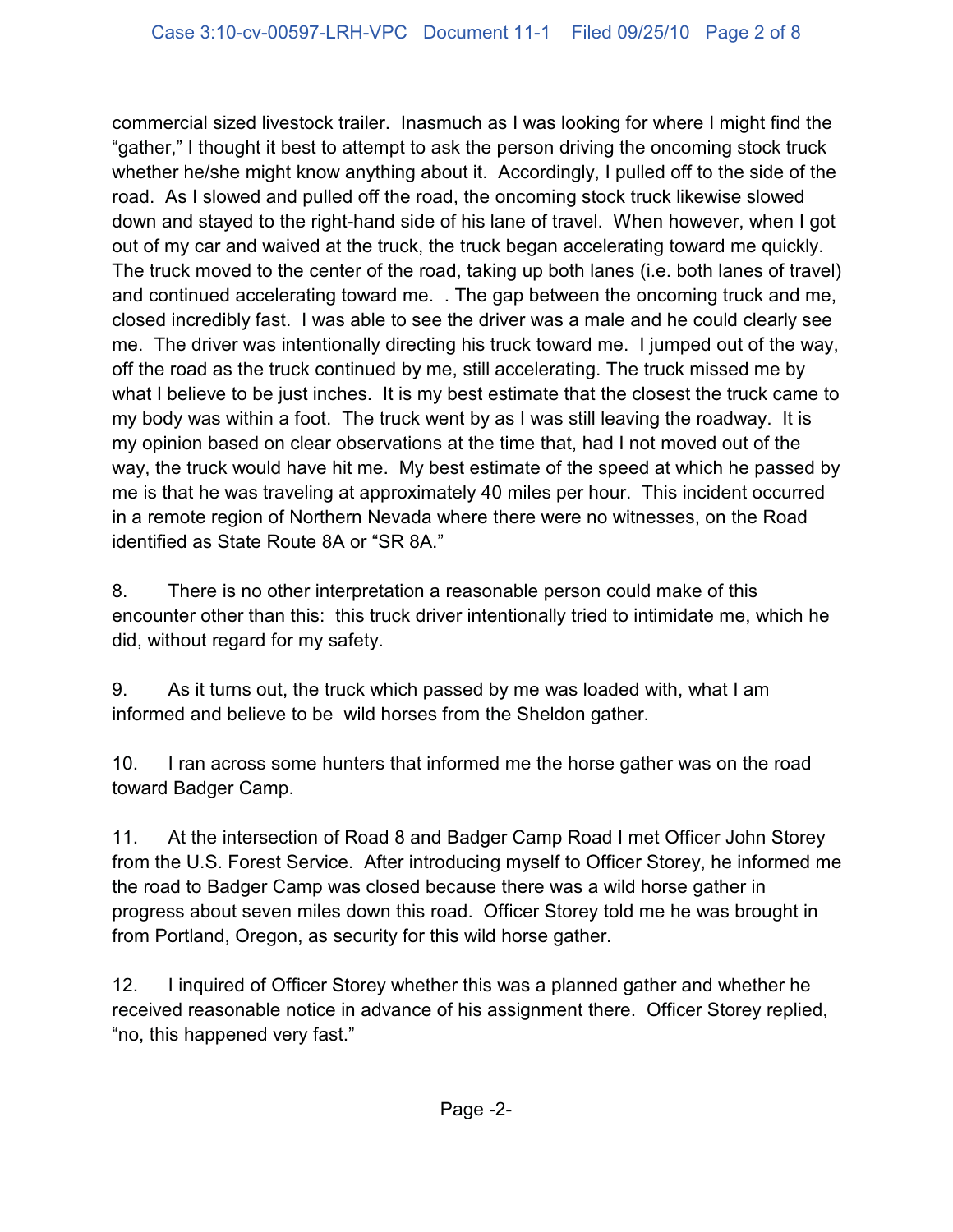commercial sized livestock trailer. Inasmuch as I was looking for where I might find the "gather," I thought it best to attempt to ask the person driving the oncoming stock truck whether he/she might know anything about it. Accordingly, I pulled off to the side of the road. As I slowed and pulled off the road, the oncoming stock truck likewise slowed down and stayed to the right-hand side of his lane of travel. When however, when I got out of my car and waived at the truck, the truck began accelerating toward me quickly. The truck moved to the center of the road, taking up both lanes (i.e. both lanes of travel) and continued accelerating toward me. . The gap between the oncoming truck and me, closed incredibly fast. I was able to see the driver was a male and he could clearly see me. The driver was intentionally directing his truck toward me. I jumped out of the way, off the road as the truck continued by me, still accelerating. The truck missed me by what I believe to be just inches. It is my best estimate that the closest the truck came to my body was within a foot. The truck went by as I was still leaving the roadway. It is my opinion based on clear observations at the time that, had I not moved out of the way, the truck would have hit me. My best estimate of the speed at which he passed by me is that he was traveling at approximately 40 miles per hour. This incident occurred in a remote region of Northern Nevada where there were no witnesses, on the Road identified as State Route 8A or "SR 8A."

8. There is no other interpretation a reasonable person could make of this encounter other than this: this truck driver intentionally tried to intimidate me, which he did, without regard for my safety.

9. As it turns out, the truck which passed by me was loaded with, what I am informed and believe to be wild horses from the Sheldon gather.

10. I ran across some hunters that informed me the horse gather was on the road toward Badger Camp.

11. At the intersection of Road 8 and Badger Camp Road I met Officer John Storey from the U.S. Forest Service. After introducing myself to Officer Storey, he informed me the road to Badger Camp was closed because there was a wild horse gather in progress about seven miles down this road. Officer Storey told me he was brought in from Portland, Oregon, as security for this wild horse gather.

12. I inquired of Officer Storey whether this was a planned gather and whether he received reasonable notice in advance of his assignment there. Officer Storey replied, "no, this happened very fast."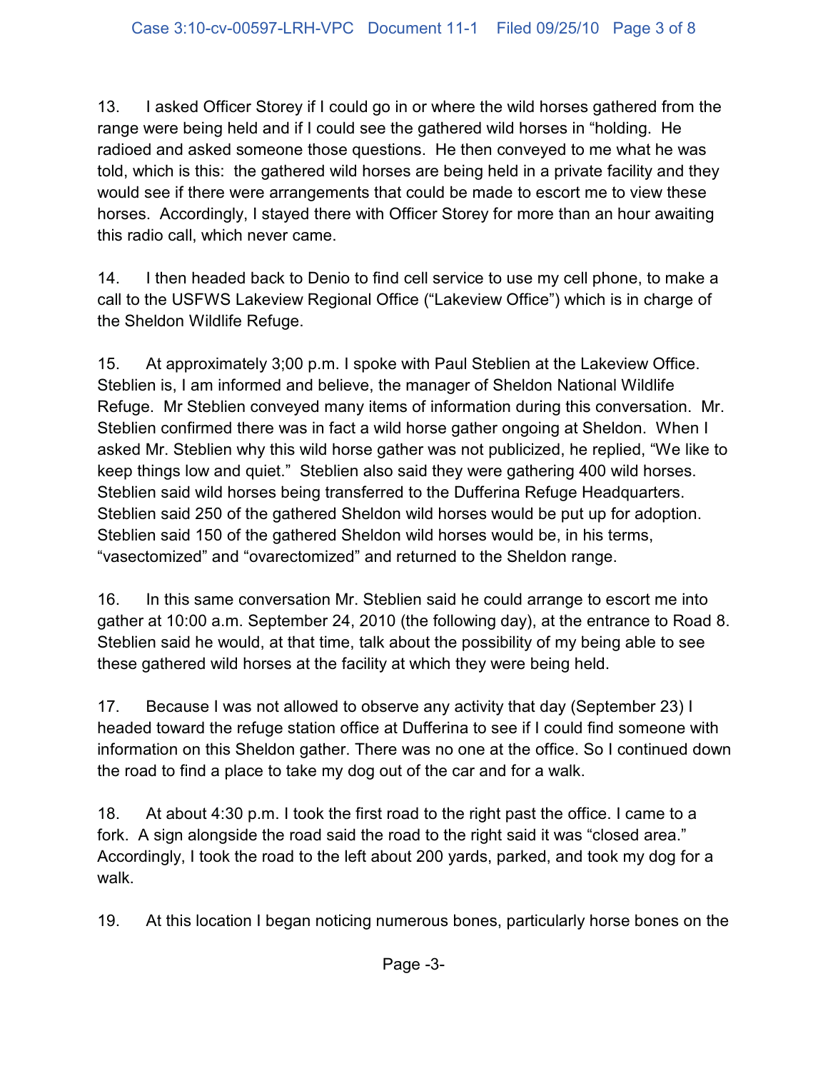13. I asked Officer Storey if I could go in or where the wild horses gathered from the range were being held and if I could see the gathered wild horses in "holding. He radioed and asked someone those questions. He then conveyed to me what he was told, which is this: the gathered wild horses are being held in a private facility and they would see if there were arrangements that could be made to escort me to view these horses. Accordingly, I stayed there with Officer Storey for more than an hour awaiting this radio call, which never came.

14. I then headed back to Denio to find cell service to use my cell phone, to make a call to the USFWS Lakeview Regional Office ("Lakeview Office") which is in charge of the Sheldon Wildlife Refuge.

15. At approximately 3;00 p.m. I spoke with Paul Steblien at the Lakeview Office. Steblien is, I am informed and believe, the manager of Sheldon National Wildlife Refuge. Mr Steblien conveyed many items of information during this conversation. Mr. Steblien confirmed there was in fact a wild horse gather ongoing at Sheldon. When I asked Mr. Steblien why this wild horse gather was not publicized, he replied, "We like to keep things low and quiet." Steblien also said they were gathering 400 wild horses. Steblien said wild horses being transferred to the Dufferina Refuge Headquarters. Steblien said 250 of the gathered Sheldon wild horses would be put up for adoption. Steblien said 150 of the gathered Sheldon wild horses would be, in his terms, "vasectomized" and "ovarectomized" and returned to the Sheldon range.

16. In this same conversation Mr. Steblien said he could arrange to escort me into gather at 10:00 a.m. September 24, 2010 (the following day), at the entrance to Road 8. Steblien said he would, at that time, talk about the possibility of my being able to see these gathered wild horses at the facility at which they were being held.

17. Because I was not allowed to observe any activity that day (September 23) I headed toward the refuge station office at Dufferina to see if I could find someone with information on this Sheldon gather. There was no one at the office. So I continued down the road to find a place to take my dog out of the car and for a walk.

18. At about 4:30 p.m. I took the first road to the right past the office. I came to a fork. A sign alongside the road said the road to the right said it was "closed area." Accordingly, I took the road to the left about 200 yards, parked, and took my dog for a walk.

19. At this location I began noticing numerous bones, particularly horse bones on the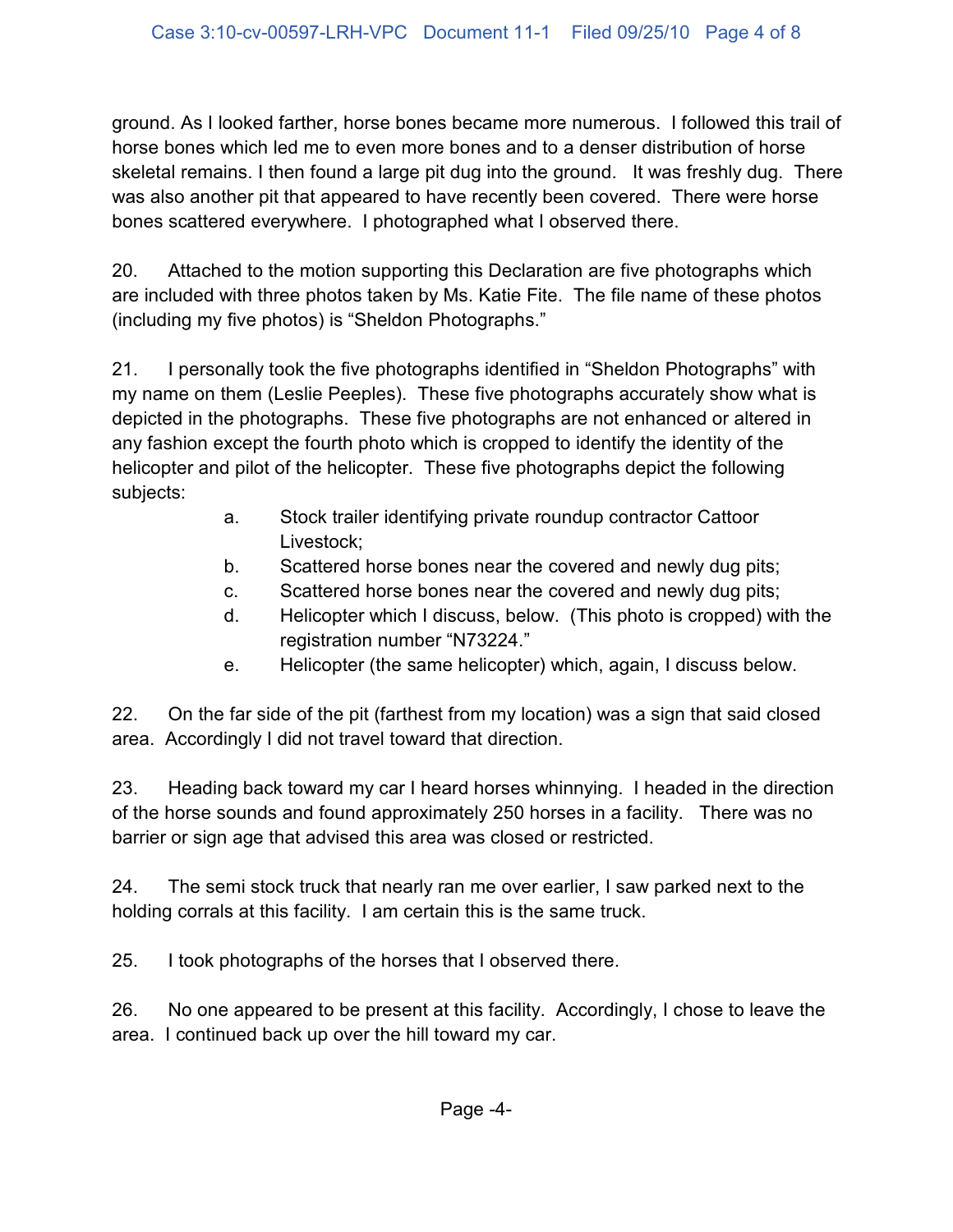ground. As I looked farther, horse bones became more numerous. I followed this trail of horse bones which led me to even more bones and to a denser distribution of horse skeletal remains. I then found a large pit dug into the ground. It was freshly dug. There was also another pit that appeared to have recently been covered. There were horse bones scattered everywhere. I photographed what I observed there.

20. Attached to the motion supporting this Declaration are five photographs which are included with three photos taken by Ms. Katie Fite. The file name of these photos (including my five photos) is "Sheldon Photographs."

21. I personally took the five photographs identified in "Sheldon Photographs" with my name on them (Leslie Peeples). These five photographs accurately show what is depicted in the photographs. These five photographs are not enhanced or altered in any fashion except the fourth photo which is cropped to identify the identity of the helicopter and pilot of the helicopter. These five photographs depict the following subjects:

a. Stock trailer identifying private roundup contractor Cattoor Livestock;
b. Scattered horse bones near the covered and newly dug pits;
c. Scattered horse bones near the covered and newly dug pits;
d. Helicopter which I discuss, below. (This photo is cropped) with the registration number "N73224."
e. Helicopter (the same helicopter) which, again, I discuss below.

22. On the far side of the pit (farthest from my location) was a sign that said closed area. Accordingly I did not travel toward that direction.

23. Heading back toward my car I heard horses whinnying. I headed in the direction of the horse sounds and found approximately 250 horses in a facility. There was no barrier or sign age that advised this area was closed or restricted.

24. The semi stock truck that nearly ran me over earlier, I saw parked next to the holding corrals at this facility. I am certain this is the same truck.

25. I took photographs of the horses that I observed there.

26. No one appeared to be present at this facility. Accordingly, I chose to leave the area. I continued back up over the hill toward my car.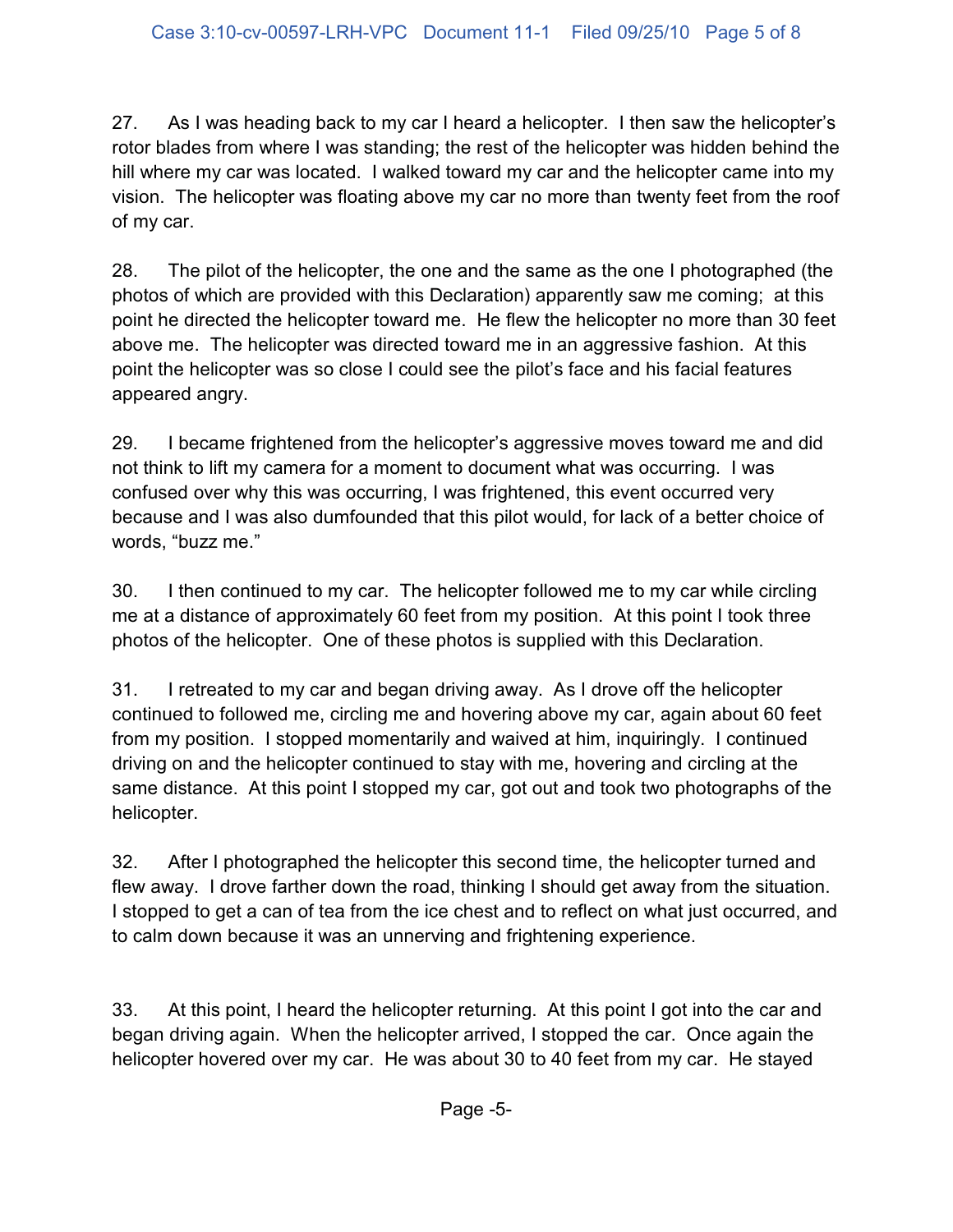27. As I was heading back to my car I heard a helicopter. I then saw the helicopter's rotor blades from where I was standing; the rest of the helicopter was hidden behind the hill where my car was located. I walked toward my car and the helicopter came into my vision. The helicopter was floating above my car no more than twenty feet from the roof of my car.

28. The pilot of the helicopter, the one and the same as the one I photographed (the photos of which are provided with this Declaration) apparently saw me coming; at this point he directed the helicopter toward me. He flew the helicopter no more than 30 feet above me. The helicopter was directed toward me in an aggressive fashion. At this point the helicopter was so close I could see the pilot's face and his facial features appeared angry.

29. I became frightened from the helicopter's aggressive moves toward me and did not think to lift my camera for a moment to document what was occurring. I was confused over why this was occurring, I was frightened, this event occurred very because and I was also dumfounded that this pilot would, for lack of a better choice of words, "buzz me."

30. I then continued to my car. The helicopter followed me to my car while circling me at a distance of approximately 60 feet from my position. At this point I took three photos of the helicopter. One of these photos is supplied with this Declaration.

31. I retreated to my car and began driving away. As I drove off the helicopter continued to followed me, circling me and hovering above my car, again about 60 feet from my position. I stopped momentarily and waived at him, inquiringly. I continued driving on and the helicopter continued to stay with me, hovering and circling at the same distance. At this point I stopped my car, got out and took two photographs of the helicopter.

32. After I photographed the helicopter this second time, the helicopter turned and flew away. I drove farther down the road, thinking I should get away from the situation. I stopped to get a can of tea from the ice chest and to reflect on what just occurred, and to calm down because it was an unnerving and frightening experience.

33. At this point, I heard the helicopter returning. At this point I got into the car and began driving again. When the helicopter arrived, I stopped the car. Once again the helicopter hovered over my car. He was about 30 to 40 feet from my car. He stayed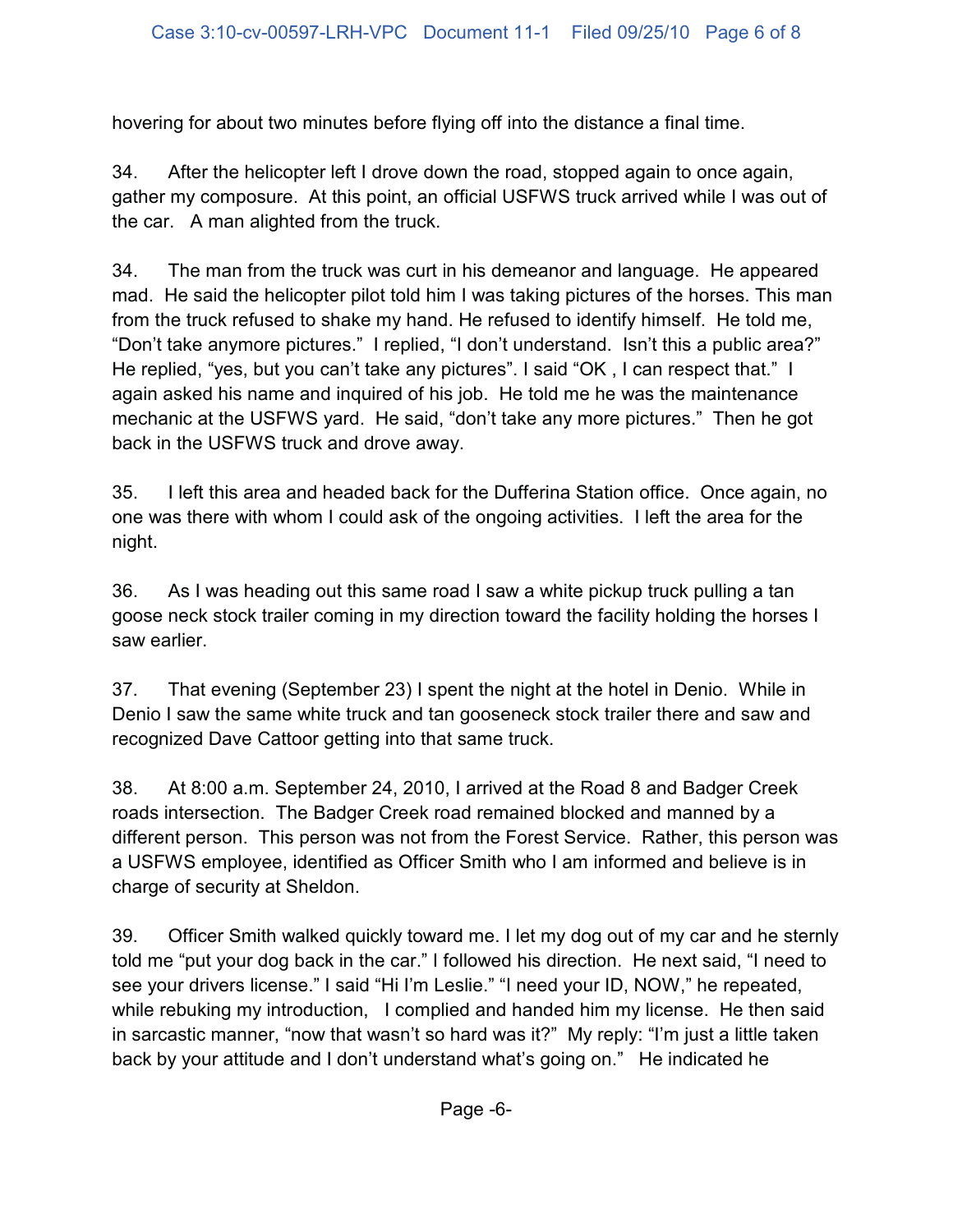hovering for about two minutes before flying off into the distance a final time.

34. After the helicopter left I drove down the road, stopped again to once again, gather my composure. At this point, an official USFWS truck arrived while I was out of the car. A man alighted from the truck.

34. The man from the truck was curt in his demeanor and language. He appeared mad. He said the helicopter pilot told him I was taking pictures of the horses. This man from the truck refused to shake my hand. He refused to identify himself. He told me, “Don’t take anymore pictures.” I replied, “I don’t understand. Isn’t this a public area?” He replied, “yes, but you can’t take any pictures”. I said “OK , I can respect that.” I again asked his name and inquired of his job. He told me he was the maintenance mechanic at the USFWS yard. He said, “don’t take any more pictures.” Then he got back in the USFWS truck and drove away.

35. I left this area and headed back for the Dufferina Station office. Once again, no one was there with whom I could ask of the ongoing activities. I left the area for the night.

36. As I was heading out this same road I saw a white pickup truck pulling a tan goose neck stock trailer coming in my direction toward the facility holding the horses I saw earlier.

37. That evening (September 23) I spent the night at the hotel in Denio. While in Denio I saw the same white truck and tan gooseneck stock trailer there and saw and recognized Dave Cattoor getting into that same truck.

38. At 8:00 a.m. September 24, 2010, I arrived at the Road 8 and Badger Creek roads intersection. The Badger Creek road remained blocked and manned by a different person. This person was not from the Forest Service. Rather, this person was a USFWS employee, identified as Officer Smith who I am informed and believe is in charge of security at Sheldon.

39. Officer Smith walked quickly toward me. I let my dog out of my car and he sternly told me “put your dog back in the car.” I followed his direction. He next said, “I need to see your drivers license.” I said “Hi I’m Leslie.” “I need your ID, NOW,” he repeated, while rebuking my introduction, I complied and handed him my license. He then said in sarcastic manner, “now that wasn’t so hard was it?” My reply: “I’m just a little taken back by your attitude and I don’t understand what’s going on.” He indicated he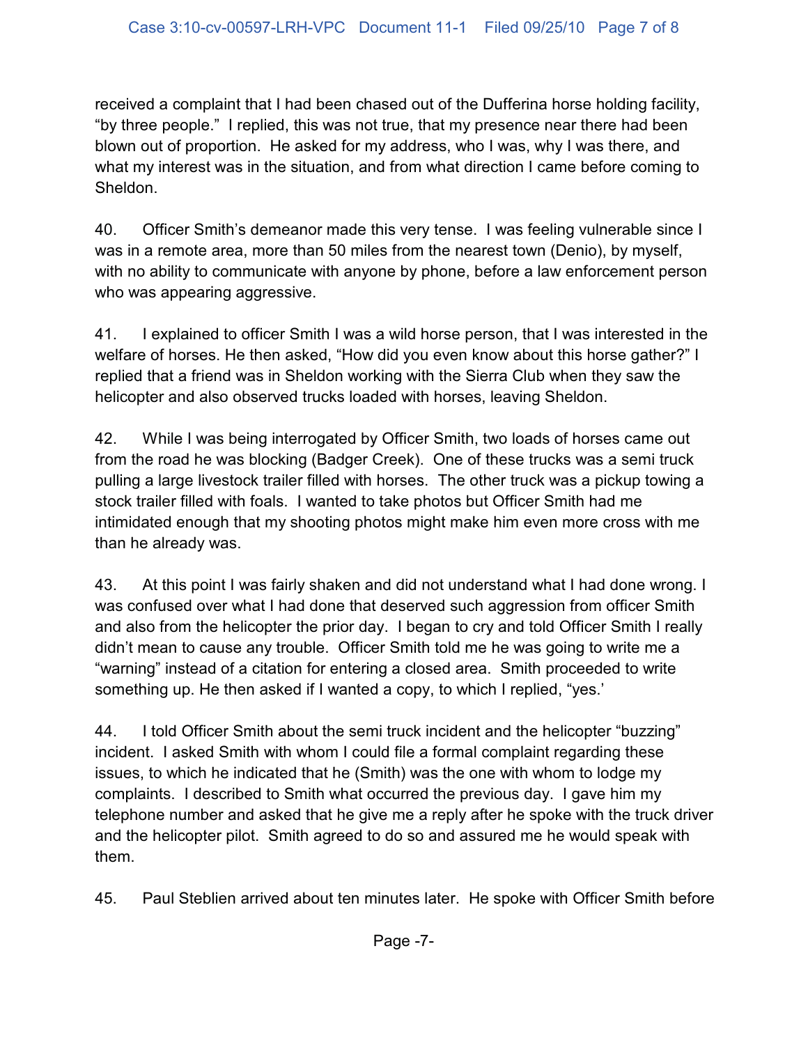received a complaint that I had been chased out of the Dufferina horse holding facility, "by three people." I replied, this was not true, that my presence near there had been blown out of proportion. He asked for my address, who I was, why I was there, and what my interest was in the situation, and from what direction I came before coming to Sheldon.

40. Officer Smith's demeanor made this very tense. I was feeling vulnerable since I was in a remote area, more than 50 miles from the nearest town (Denio), by myself, with no ability to communicate with anyone by phone, before a law enforcement person who was appearing aggressive.

41. I explained to officer Smith I was a wild horse person, that I was interested in the welfare of horses. He then asked, "How did you even know about this horse gather?" I replied that a friend was in Sheldon working with the Sierra Club when they saw the helicopter and also observed trucks loaded with horses, leaving Sheldon.

42. While I was being interrogated by Officer Smith, two loads of horses came out from the road he was blocking (Badger Creek). One of these trucks was a semi truck pulling a large livestock trailer filled with horses. The other truck was a pickup towing a stock trailer filled with foals. I wanted to take photos but Officer Smith had me intimidated enough that my shooting photos might make him even more cross with me than he already was.

43. At this point I was fairly shaken and did not understand what I had done wrong. I was confused over what I had done that deserved such aggression from officer Smith and also from the helicopter the prior day. I began to cry and told Officer Smith I really didn't mean to cause any trouble. Officer Smith told me he was going to write me a "warning" instead of a citation for entering a closed area. Smith proceeded to write something up. He then asked if I wanted a copy, to which I replied, "yes.'

44. I told Officer Smith about the semi truck incident and the helicopter "buzzing" incident. I asked Smith with whom I could file a formal complaint regarding these issues, to which he indicated that he (Smith) was the one with whom to lodge my complaints. I described to Smith what occurred the previous day. I gave him my telephone number and asked that he give me a reply after he spoke with the truck driver and the helicopter pilot. Smith agreed to do so and assured me he would speak with them.

45. Paul Steblien arrived about ten minutes later. He spoke with Officer Smith before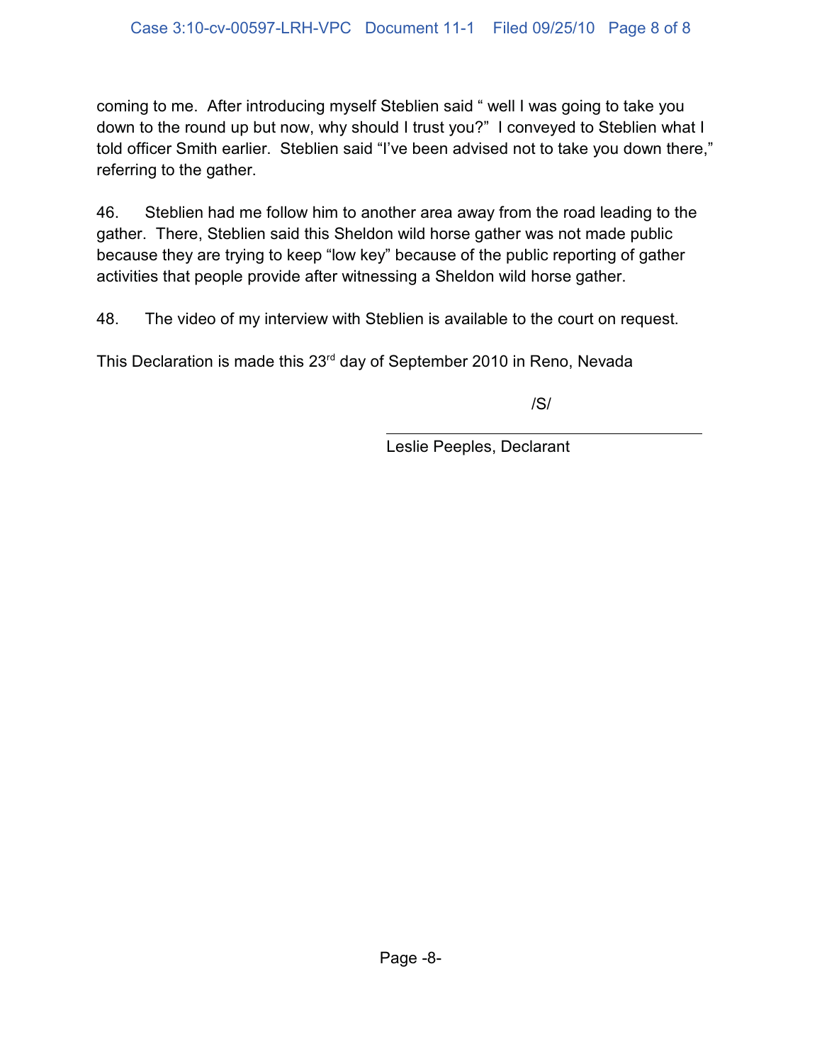coming to me. After introducing myself Steblien said " well I was going to take you down to the round up but now, why should I trust you?" I conveyed to Steblien what I told officer Smith earlier. Steblien said "I've been advised not to take you down there," referring to the gather.

46. Steblien had me follow him to another area away from the road leading to the gather. There, Steblien said this Sheldon wild horse gather was not made public because they are trying to keep "low key" because of the public reporting of gather activities that people provide after witnessing a Sheldon wild horse gather.

48. The video of my interview with Steblien is available to the court on request.

This Declaration is made this 23rd day of September 2010 in Reno, Nevada

/S/

Leslie Peeples, Declarant